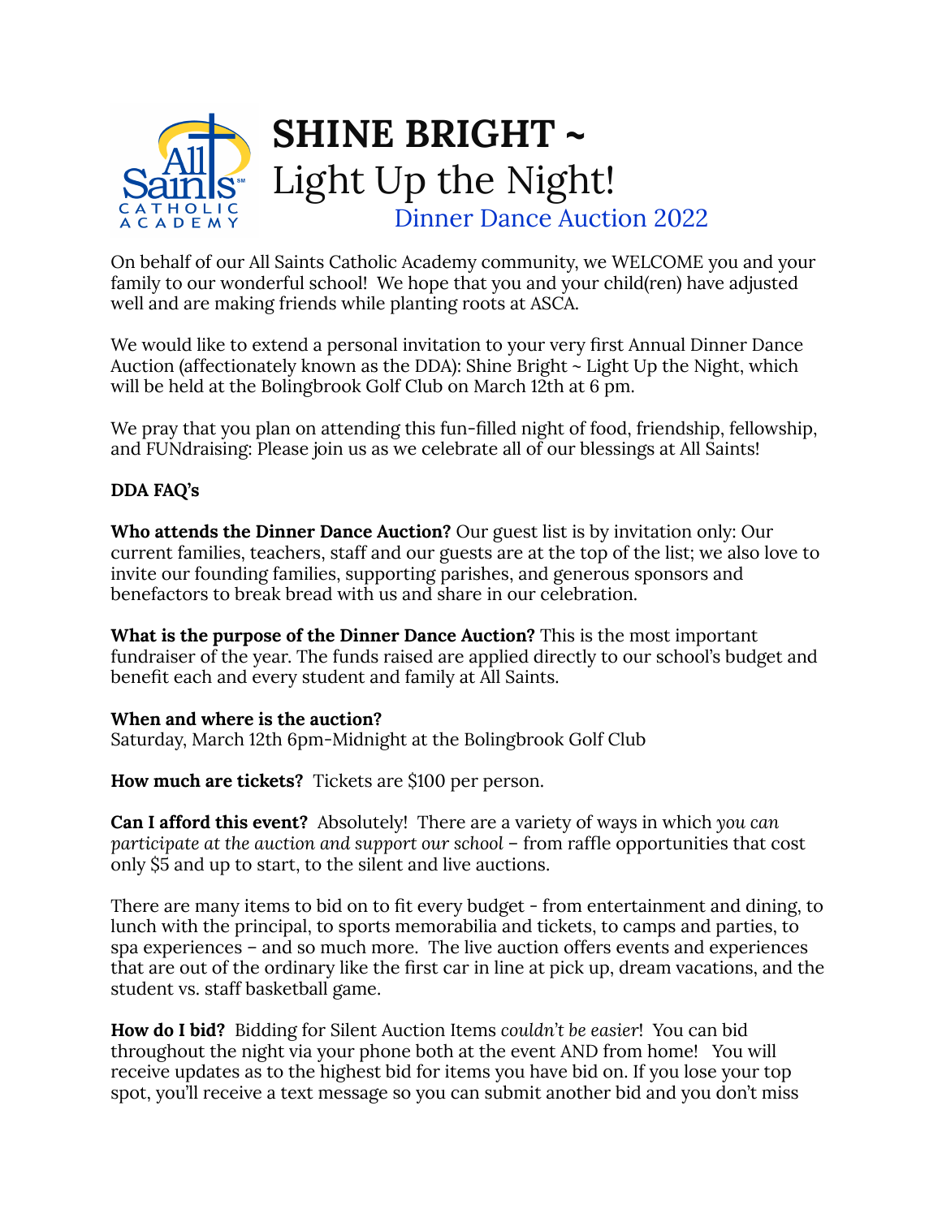# SHINE BRIGHT ~ Light Up the Night!

## Dinner Dance Auction 2022

On behalf of our All Saints Catholic Academy community, we WELCOME you and your family to our wonderful school! We hope that you and your child(ren) have adjusted well and are making friends while planting roots at ASCA.

We would like to extend a personal invitation to your very first Annual Dinner Dance Auction (affectionately known as the DDA): Shine Bright ~ Light Up the Night, which will be held at the Bolingbrook Golf Club on March 12th at 6 pm.

We pray that you plan on attending this fun-filled night of food, friendship, fellowship, and FUNdraising: Please join us as we celebrate all of our blessings at All Saints!

**DDA FAQ's**

**Who attends the Dinner Dance Auction?** Our guest list is by invitation only: Our current families, teachers, staff and our guests are at the top of the list; we also love to invite our founding families, supporting parishes, and generous sponsors and benefactors to break bread with us and share in our celebration.

**What is the purpose of the Dinner Dance Auction?** This is the most important fundraiser of the year. The funds raised are applied directly to our school's budget and benefit each and every student and family at All Saints.

**When and where is the auction?**
Saturday, March 12th 6pm-Midnight at the Bolingbrook Golf Club

**How much are tickets?** Tickets are $100 per person.

**Can I afford this event?** Absolutely! There are a variety of ways in which *you can participate at the auction and support our school* – from raffle opportunities that cost only $5 and up to start, to the silent and live auctions.

There are many items to bid on to fit every budget - from entertainment and dining, to lunch with the principal, to sports memorabilia and tickets, to camps and parties, to spa experiences – and so much more. The live auction offers events and experiences that are out of the ordinary like the first car in line at pick up, dream vacations, and the student vs. staff basketball game.

**How do I bid?** Bidding for Silent Auction Items *couldn't be easier*! You can bid throughout the night via your phone both at the event AND from home! You will receive updates as to the highest bid for items you have bid on. If you lose your top spot, you'll receive a text message so you can submit another bid and you don't miss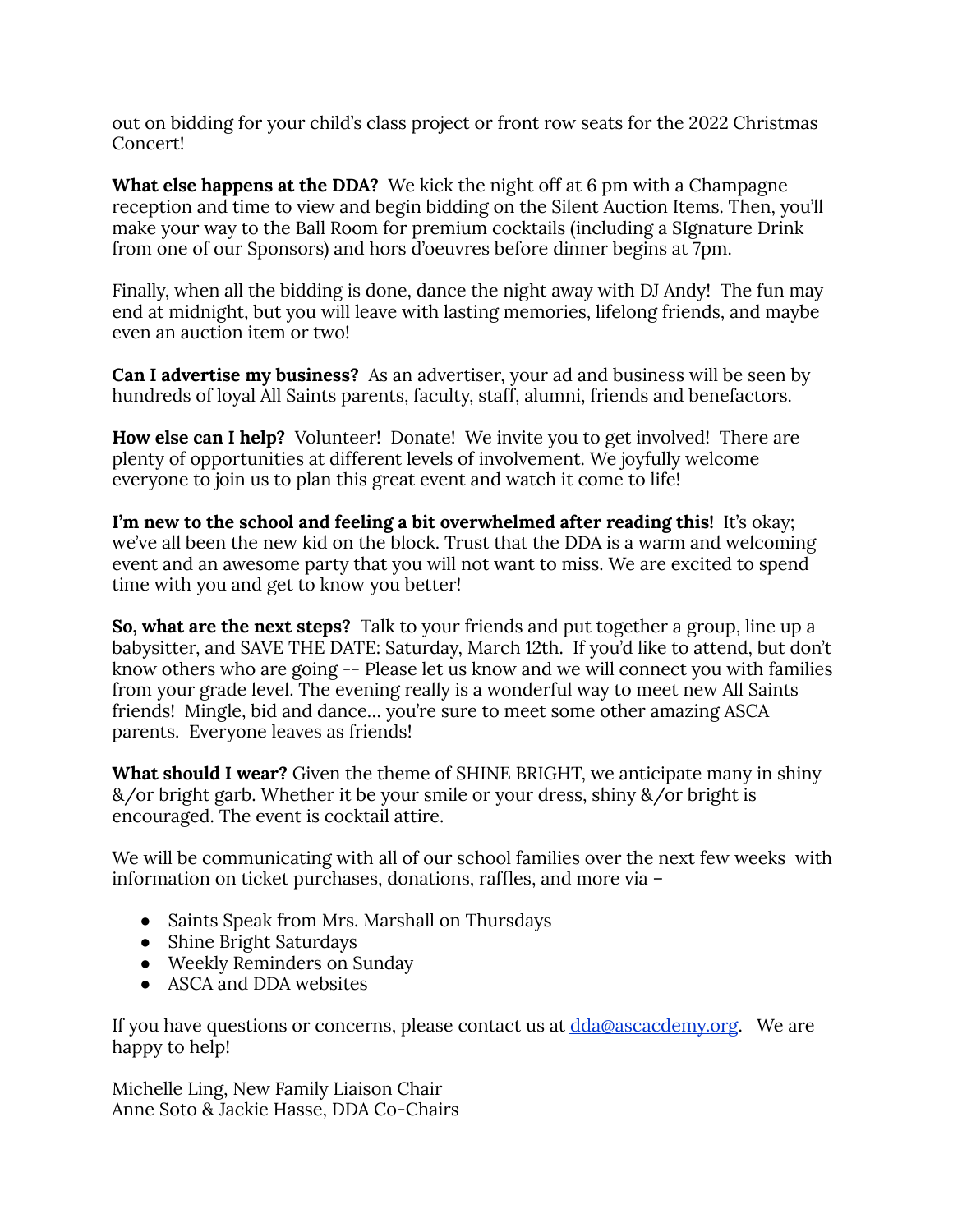out on bidding for your child's class project or front row seats for the 2022 Christmas Concert!

**What else happens at the DDA?** We kick the night off at 6 pm with a Champagne reception and time to view and begin bidding on the Silent Auction Items. Then, you'll make your way to the Ball Room for premium cocktails (including a SIgnature Drink from one of our Sponsors) and hors d'oeuvres before dinner begins at 7pm.

Finally, when all the bidding is done, dance the night away with DJ Andy! The fun may end at midnight, but you will leave with lasting memories, lifelong friends, and maybe even an auction item or two!

**Can I advertise my business?** As an advertiser, your ad and business will be seen by hundreds of loyal All Saints parents, faculty, staff, alumni, friends and benefactors.

**How else can I help?** Volunteer! Donate! We invite you to get involved! There are plenty of opportunities at different levels of involvement. We joyfully welcome everyone to join us to plan this great event and watch it come to life!

**I'm new to the school and feeling a bit overwhelmed after reading this!** It's okay; we've all been the new kid on the block. Trust that the DDA is a warm and welcoming event and an awesome party that you will not want to miss. We are excited to spend time with you and get to know you better!

**So, what are the next steps?** Talk to your friends and put together a group, line up a babysitter, and SAVE THE DATE: Saturday, March 12th. If you'd like to attend, but don't know others who are going -- Please let us know and we will connect you with families from your grade level. The evening really is a wonderful way to meet new All Saints friends! Mingle, bid and dance… you're sure to meet some other amazing ASCA parents. Everyone leaves as friends!

**What should I wear?** Given the theme of SHINE BRIGHT, we anticipate many in shiny &/or bright garb. Whether it be your smile or your dress, shiny &/or bright is encouraged. The event is cocktail attire.

We will be communicating with all of our school families over the next few weeks with information on ticket purchases, donations, raffles, and more via –

- Saints Speak from Mrs. Marshall on Thursdays
- Shine Bright Saturdays
- Weekly Reminders on Sunday
- ASCA and DDA websites

If you have questions or concerns, please contact us at dda@ascacdemy.org. We are happy to help!

Michelle Ling, New Family Liaison Chair
Anne Soto & Jackie Hasse, DDA Co-Chairs